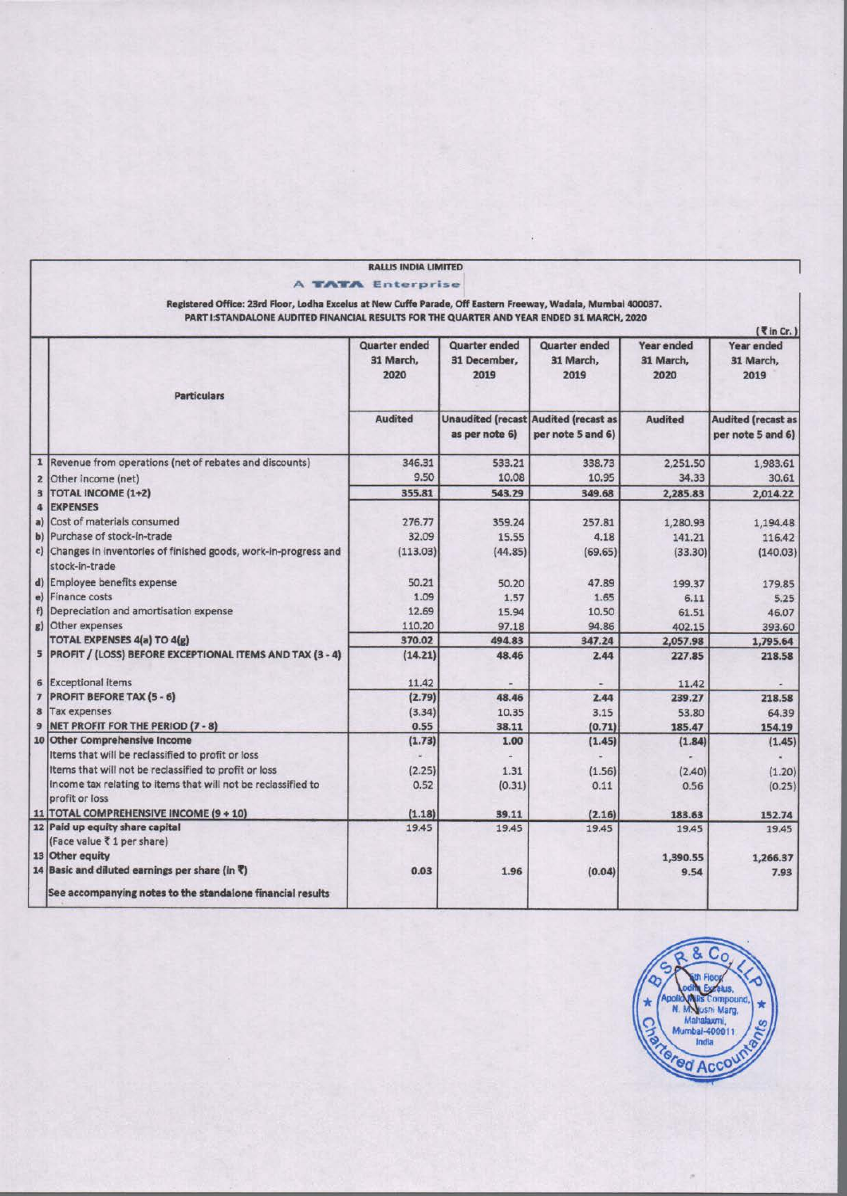**RALLIS INDIA LIMITED**

**A TATA Enterprise**

**Registered Office: 23rd Floor, Lodha Excelus at New Cuffe Parade, Off Eastern Freeway, Wadala, Mumbai 400037.**

**PART I:STANDALONE AUDITED FINANCIAL RESULTS FOR THE QUARTER AND YEAR ENDED 31 MARCH, 2020**

(₹ in Cr.)

| | Particulars | Quarter ended 31 March, 2020 | Quarter ended 31 December, 2019 | Quarter ended 31 March, 2019 | Year ended 31 March, 2020 | Year ended 31 March, 2019 |
|---|---|---|---|---|---|---|
| | | Audited | Unaudited (recast as per note 6) | Audited (recast as per note 5 and 6) | Audited | Audited (recast as per note 5 and 6) |
| 1 | Revenue from operations (net of rebates and discounts) | 346.31 | 533.21 | 338.73 | 2,251.50 | 1,983.61 |
| 2 | Other income (net) | 9.50 | 10.08 | 10.95 | 34.33 | 30.61 |
| 3 | **TOTAL INCOME (1+2)** | **355.81** | **543.29** | **349.68** | **2,285.83** | **2,014.22** |
| 4 | **EXPENSES** | | | | | |
| a) | Cost of materials consumed | 276.77 | 359.24 | 257.81 | 1,280.93 | 1,194.48 |
| b) | Purchase of stock-in-trade | 32.09 | 15.55 | 4.18 | 141.21 | 116.42 |
| c) | Changes in inventories of finished goods, work-in-progress and stock-in-trade | (113.03) | (44.85) | (69.65) | (33.30) | (140.03) |
| d) | Employee benefits expense | 50.21 | 50.20 | 47.89 | 199.37 | 179.85 |
| e) | Finance costs | 1.09 | 1.57 | 1.65 | 6.11 | 5.25 |
| f) | Depreciation and amortisation expense | 12.69 | 15.94 | 10.50 | 61.51 | 46.07 |
| g) | Other expenses | 110.20 | 97.18 | 94.86 | 402.15 | 393.60 |
| | **TOTAL EXPENSES 4(a) TO 4(g)** | **370.02** | **494.83** | **347.24** | **2,057.98** | **1,795.64** |
| 5 | **PROFIT / (LOSS) BEFORE EXCEPTIONAL ITEMS AND TAX (3 - 4)** | **(14.21)** | **48.46** | **2.44** | **227.85** | **218.58** |
| 6 | Exceptional items | 11.42 | - | - | 11.42 | - |
| 7 | **PROFIT BEFORE TAX (5 - 6)** | **(2.79)** | **48.46** | **2.44** | **239.27** | **218.58** |
| 8 | Tax expenses | (3.34) | 10.35 | 3.15 | 53.80 | 64.39 |
| 9 | **NET PROFIT FOR THE PERIOD (7 - 8)** | **0.55** | **38.11** | **(0.71)** | **185.47** | **154.19** |
| 10 | **Other Comprehensive Income** | **(1.73)** | **1.00** | **(1.45)** | **(1.84)** | **(1.45)** |
| | Items that will be reclassified to profit or loss | - | - | - | - | - |
| | Items that will not be reclassified to profit or loss | (2.25) | 1.31 | (1.56) | (2.40) | (1.20) |
| | Income tax relating to items that will not be reclassified to profit or loss | 0.52 | (0.31) | 0.11 | 0.56 | (0.25) |
| 11 | **TOTAL COMPREHENSIVE INCOME (9 + 10)** | **(1.18)** | **39.11** | **(2.16)** | **183.63** | **152.74** |
| 12 | **Paid up equity share capital** (Face value ₹ 1 per share) | 19.45 | 19.45 | 19.45 | 19.45 | 19.45 |
| 13 | **Other equity** | | | | 1,390.55 | 1,266.37 |
| 14 | **Basic and diluted earnings per share (in ₹)** | **0.03** | **1.96** | **(0.04)** | **9.54** | **7.93** |
| | **See accompanying notes to the standalone financial results** | | | | | |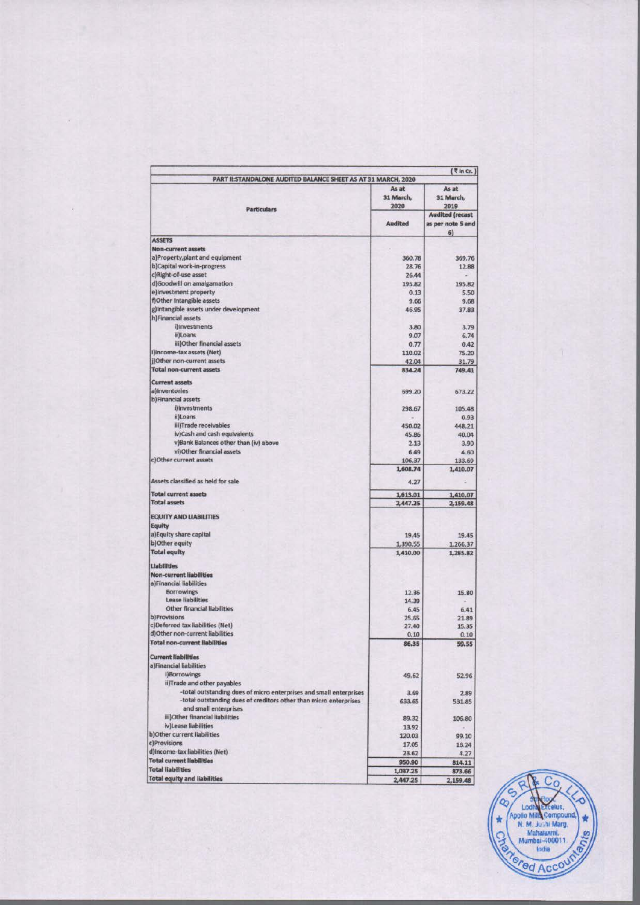| PART II:STANDALONE AUDITED BALANCE SHEET AS AT 31 MARCH, 2020 | | (₹ in Cr.) |
|---|---|---|
| Particulars | As at 31 March, 2020 | As at 31 March, 2019 |
| | Audited | Audited (recast as per note 5 and 6) |
| **ASSETS** | | |
| **Non-current assets** | | |
| a)Property,plant and equipment | 360.78 | 369.76 |
| b)Capital work-in-progress | 28.76 | 12.88 |
| c)Right-of-use asset | 26.44 | - |
| d)Goodwill on amalgamation | 195.82 | 195.82 |
| e)Investment property | 0.13 | 5.50 |
| f)Other Intangible assets | 9.66 | 9.68 |
| g)Intangible assets under development | 46.95 | 37.83 |
| h)Financial assets | | |
| i)Investments | 3.80 | 3.79 |
| ii)Loans | 9.07 | 6.74 |
| iii)Other financial assets | 0.77 | 0.42 |
| i)Income-tax assets (Net) | 110.02 | 75.20 |
| j)Other non-current assets | 42.04 | 31.79 |
| **Total non-current assets** | 834.24 | 749.41 |
| **Current assets** | | |
| a)Inventories | 699.20 | 673.22 |
| b)Financial assets | | |
| i)Investments | 298.67 | 105.48 |
| ii)Loans | - | 0.93 |
| iii)Trade receivables | 450.02 | 448.21 |
| iv)Cash and cash equivalents | 45.86 | 40.04 |
| v)Bank Balances other than (iv) above | 2.13 | 3.90 |
| vi)Other financial assets | 6.49 | 4.60 |
| c)Other current assets | 106.37 | 133.69 |
| | 1,608.74 | 1,410.07 |
| Assets classified as held for sale | 4.27 | - |
| **Total current assets** | 1,613.01 | 1,410.07 |
| **Total assets** | 2,447.25 | 2,159.48 |
| **EQUITY AND LIABILITIES** | | |
| **Equity** | | |
| a)Equity share capital | 19.45 | 19.45 |
| b)Other equity | 1,390.55 | 1,266.37 |
| **Total equity** | 1,410.00 | 1,285.82 |
| **Liabilities** | | |
| **Non-current liabilities** | | |
| a)Financial liabilities | | |
| Borrowings | 12.36 | 15.80 |
| Lease liabilities | 14.39 | - |
| Other financial liabilities | 6.45 | 6.41 |
| b)Provisions | 25.65 | 21.89 |
| c)Deferred tax liabilities (Net) | 27.40 | 15.35 |
| d)Other non-current liabilities | 0.10 | 0.10 |
| **Total non-current liabilities** | 86.35 | 59.55 |
| **Current liabilities** | | |
| a)Financial liabilities | | |
| i)Borrowings | 49.62 | 52.96 |
| ii)Trade and other payables | | |
| -total outstanding dues of micro enterprises and small enterprises | 3.69 | 2.89 |
| -total outstanding dues of creditors other than micro enterprises and small enterprises | 633.65 | 531.85 |
| iii)Other financial liabilities | 89.32 | 106.80 |
| iv)Lease liabilities | 13.92 | - |
| b)Other current liabilities | 120.03 | 99.10 |
| c)Provisions | 17.05 | 16.24 |
| d)Income-tax liabilities (Net) | 23.62 | 4.27 |
| **Total current liabilities** | 950.90 | 814.11 |
| **Total liabilities** | 1,037.25 | 873.66 |
| **Total equity and liabilities** | 2,447.25 | 2,159.48 |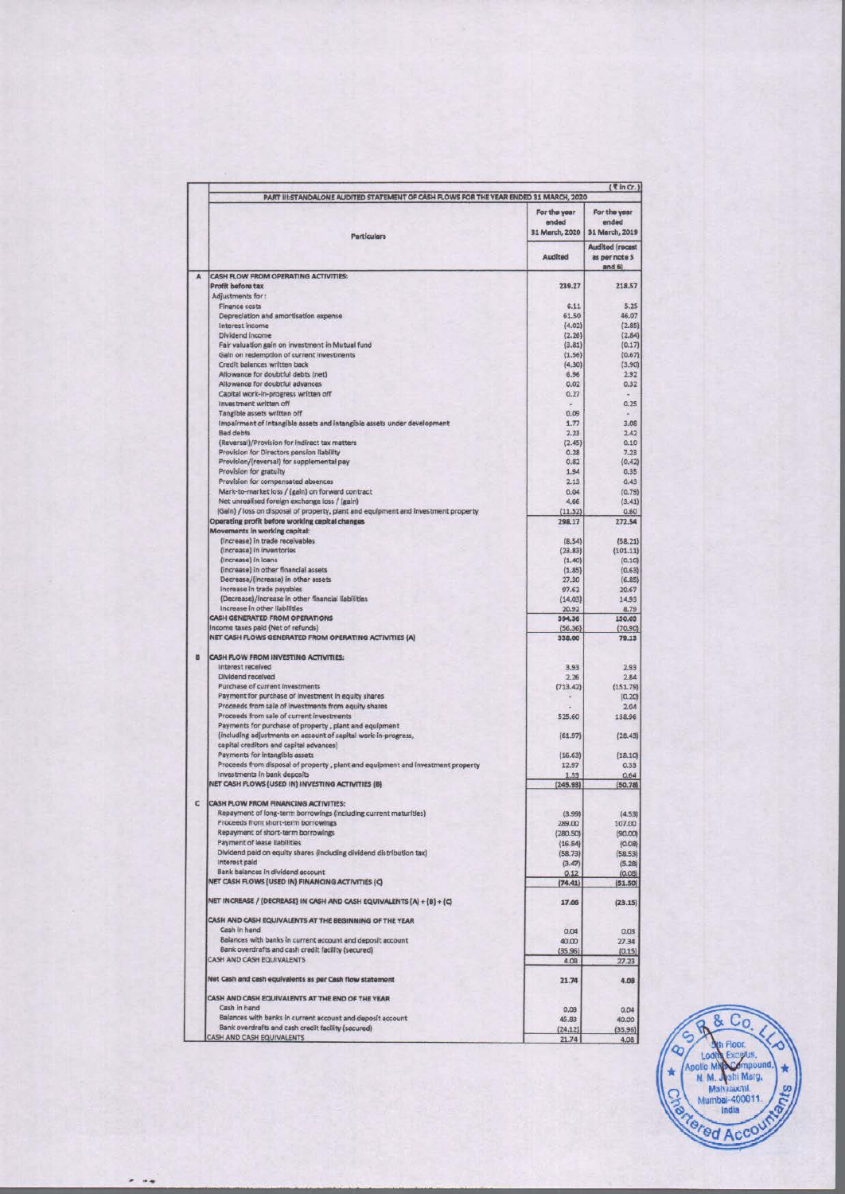(₹ in Cr.)

**PART III:STANDALONE AUDITED STATEMENT OF CASH FLOWS FOR THE YEAR ENDED 31 MARCH, 2020**

| | Particulars | For the year ended 31 March, 2020 | For the year ended 31 March, 2019 |
|---|---|---|---|
| | | Audited | Audited (recast as per note 5 and 8) |
| **A** | **CASH FLOW FROM OPERATING ACTIVITIES:** | | |
| | **Profit before tax** | 239.27 | 218.57 |
| | Adjustments for : | | |
| | Finance costs | 6.11 | 5.25 |
| | Depreciation and amortisation expense | 61.50 | 46.07 |
| | Interest income | (4.02) | (2.85) |
| | Dividend income | (2.26) | (2.84) |
| | Fair valuation gain on investment in Mutual fund | (3.81) | (0.17) |
| | Gain on redemption of current investments | (1.56) | (0.67) |
| | Credit balances written back | (4.30) | (3.90) |
| | Allowance for doubtful debts (net) | 6.96 | 2.92 |
| | Allowance for doubtful advances | 0.02 | 0.32 |
| | Capital work-in-progress written off | 0.27 | - |
| | Investment written off | - | 0.25 |
| | Tangible assets written off | 0.09 | - |
| | Impairment of intangible assets and intangible assets under development | 1.77 | 3.08 |
| | Bad debts | 2.23 | 2.42 |
| | (Reversal)/Provision for indirect tax matters | (2.45) | 0.10 |
| | Provision for Directors pension liability | 0.28 | 7.23 |
| | Provision/(reversal) for supplemental pay | 0.82 | (0.42) |
| | Provision for gratuity | 1.94 | 0.35 |
| | Provision for compensated absences | 2.13 | 0.43 |
| | Mark-to-market loss / (gain) on forward contract | 0.04 | (0.79) |
| | Net unrealised foreign exchange loss / (gain) | 4.66 | (3.43) |
| | (Gain) / loss on disposal of property, plant and equipment and investment property | (11.52) | 0.60 |
| | **Operating profit before working capital changes** | 298.17 | 272.54 |
| | **Movements in working capital:** | | |
| | (Increase) in trade receivables | (8.54) | (58.21) |
| | (Increase) in inventories | (23.83) | (101.11) |
| | (Increase) in loans | (1.40) | (0.10) |
| | (Increase) in other financial assets | (1.85) | (0.63) |
| | Decrease/(increase) in other assets | 27.30 | (6.85) |
| | Increase in trade payables | 97.62 | 20.47 |
| | (Decrease)/increase in other financial liabilities | (14.03) | 14.93 |
| | Increase in other liabilities | 20.92 | 8.79 |
| | **CASH GENERATED FROM OPERATIONS** | 394.36 | 150.03 |
| | Income taxes paid (Net of refunds) | (56.36) | (70.90) |
| | **NET CASH FLOWS GENERATED FROM OPERATING ACTIVITIES (A)** | 338.00 | 79.13 |
| **B** | **CASH FLOW FROM INVESTING ACTIVITIES:** | | |
| | Interest received | 3.93 | 2.93 |
| | Dividend received | 2.26 | 2.84 |
| | Purchase of current investments | (713.42) | (151.79) |
| | Payment for purchase of investment in equity shares | - | (0.20) |
| | Proceeds from sale of investments from equity shares | - | 2.04 |
| | Proceeds from sale of current investments | 525.60 | 138.96 |
| | Payments for purchase of property, plant and equipment (including adjustments on account of capital work-in-progress, capital creditors and capital advances) | (61.97) | (28.43) |
| | Payments for intangible assets | (16.63) | (18.10) |
| | Proceeds from disposal of property, plant and equipment and investment property | 12.97 | 0.33 |
| | Investments in bank deposits | 1.33 | 0.64 |
| | **NET CASH FLOWS (USED IN) INVESTING ACTIVITIES (B)** | (245.93) | (50.78) |
| **C** | **CASH FLOW FROM FINANCING ACTIVITIES:** | | |
| | Repayment of long-term borrowings (including current maturities) | (3.99) | (4.53) |
| | Proceeds from short-term borrowings | 289.00 | 107.00 |
| | Repayment of short-term borrowings | (280.50) | (90.00) |
| | Payment of lease liabilities | (16.84) | (0.08) |
| | Dividend paid on equity shares (including dividend distribution tax) | (58.73) | (58.53) |
| | Interest paid | (3.47) | (5.28) |
| | Bank balances in dividend account | 0.12 | (0.08) |
| | **NET CASH FLOWS (USED IN) FINANCING ACTIVITIES (C)** | (74.41) | (51.50) |
| | **NET INCREASE / (DECREASE) IN CASH AND CASH EQUIVALENTS (A) + (B) + (C)** | 17.66 | (23.15) |
| | **CASH AND CASH EQUIVALENTS AT THE BEGINNING OF THE YEAR** | | |
| | Cash in hand | 0.04 | 0.03 |
| | Balances with banks in current account and deposit account | 40.00 | 27.34 |
| | Bank overdrafts and cash credit facility (secured) | (35.96) | (0.15) |
| | CASH AND CASH EQUIVALENTS | 4.08 | 27.23 |
| | **Net Cash and cash equivalents as per Cash flow statement** | 21.74 | 4.08 |
| | **CASH AND CASH EQUIVALENTS AT THE END OF THE YEAR** | | |
| | Cash in hand | 0.03 | 0.04 |
| | Balances with banks in current account and deposit account | 45.83 | 40.00 |
| | Bank overdrafts and cash credit facility (secured) | (24.12) | (35.96) |
| | CASH AND CASH EQUIVALENTS | 21.74 | 4.08 |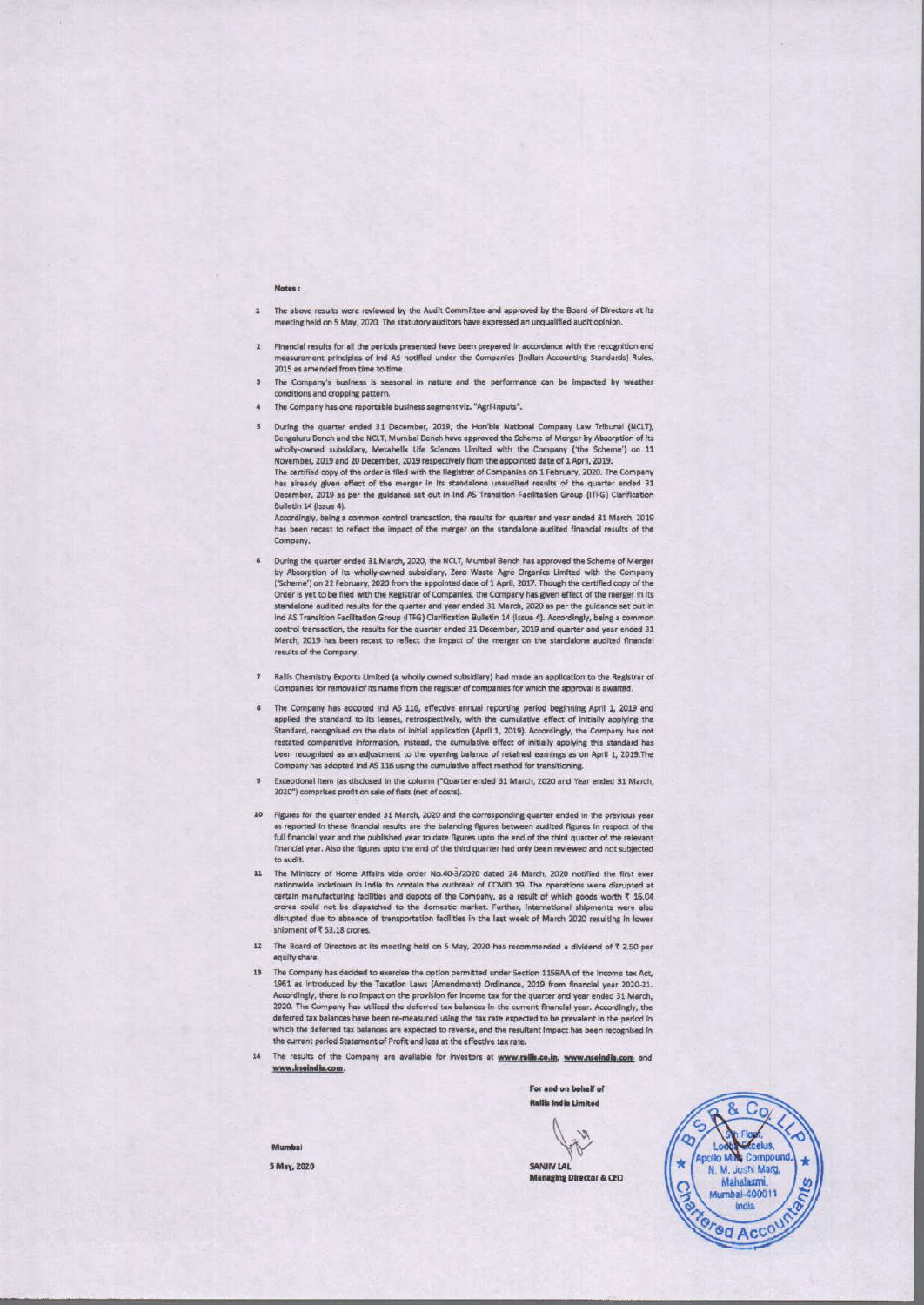**Notes :**

1. The above results were reviewed by the Audit Committee and approved by the Board of Directors at its meeting held on 5 May, 2020. The statutory auditors have expressed an unqualified audit opinion.

2. Financial results for all the periods presented have been prepared in accordance with the recognition and measurement principles of Ind AS notified under the Companies (Indian Accounting Standards) Rules, 2015 as amended from time to time.

3. The Company's business is seasonal in nature and the performance can be impacted by weather conditions and cropping pattern.

4. The Company has one reportable business segment viz. "Agri-Inputs".

5. During the quarter ended 31 December, 2019, the Hon'ble National Company Law Tribunal (NCLT), Bengaluru Bench and the NCLT, Mumbai Bench have approved the Scheme of Merger by Absorption of its wholly-owned subsidiary, Metahelix Life Sciences Limited with the Company ('the Scheme') on 11 November, 2019 and 20 December, 2019 respectively from the appointed date of 1 April, 2019.
The certified copy of the order is filed with the Registrar of Companies on 1 February, 2020. The Company has already given effect of the merger in its standalone unaudited results of the quarter ended 31 December, 2019 as per the guidance set out in Ind AS Transition Facilitation Group (ITFG) Clarification Bulletin 14 (Issue 4).
Accordingly, being a common control transaction, the results for quarter and year ended 31 March, 2019 has been recast to reflect the impact of the merger on the standalone audited financial results of the Company.

6. During the quarter ended 31 March, 2020, the NCLT, Mumbai Bench has approved the Scheme of Merger by Absorption of its wholly-owned subsidiary, Zero Waste Agro Organics Limited with the Company ('Scheme') on 22 February, 2020 from the appointed date of 1 April, 2017. Though the certified copy of the Order is yet to be filed with the Registrar of Companies, the Company has given effect of the merger in its standalone audited results for the quarter and year ended 31 March, 2020 as per the guidance set out in Ind AS Transition Facilitation Group (ITFG) Clarification Bulletin 14 (Issue 4). Accordingly, being a common control transaction, the results for the quarter ended 31 December, 2019 and quarter and year ended 31 March, 2019 has been recast to reflect the impact of the merger on the standalone audited financial results of the Company.

7. Rallis Chemistry Exports Limited (a wholly owned subsidiary) had made an application to the Registrar of Companies for removal of its name from the register of companies for which the approval is awaited.

8. The Company has adopted Ind AS 116, effective annual reporting period beginning April 1, 2019 and applied the standard to its leases, retrospectively, with the cumulative effect of initially applying the Standard, recognised on the date of initial application (April 1, 2019). Accordingly, the Company has not restated comparative information, instead, the cumulative effect of initially applying this standard has been recognised as an adjustment to the opening balance of retained earnings as on April 1, 2019.The Company has adopted Ind AS 116 using the cumulative effect method for transitioning.

9. Exceptional item (as disclosed in the column ("Quarter ended 31 March, 2020 and Year ended 31 March, 2020") comprises profit on sale of flats (net of costs).

10. Figures for the quarter ended 31 March, 2020 and the corresponding quarter ended in the previous year as reported in these financial results are the balancing figures between audited figures in respect of the full financial year and the published year to date figures upto the end of the third quarter of the relevant financial year. Also the figures upto the end of the third quarter had only been reviewed and not subjected to audit.

11. The Ministry of Home Affairs vide order No.40-3/2020 dated 24 March, 2020 notified the first ever nationwide lockdown in India to contain the outbreak of COVID 19. The operations were disrupted at certain manufacturing facilities and depots of the Company, as a result of which goods worth ₹ 16.04 crores could not be dispatched to the domestic market. Further, international shipments were also disrupted due to absence of transportation facilities in the last week of March 2020 resulting in lower shipment of ₹ 53.18 crores.

12. The Board of Directors at its meeting held on 5 May, 2020 has recommended a dividend of ₹ 2.50 per equity share.

13. The Company has decided to exercise the option permitted under Section 115BAA of the Income tax Act, 1961 as introduced by the Taxation Laws (Amendment) Ordinance, 2019 from financial year 2020-21. Accordingly, there is no impact on the provision for income tax for the quarter and year ended 31 March, 2020. The Company has utilized the deferred tax balances in the current financial year. Accordingly, the deferred tax balances have been re-measured using the tax rate expected to be prevalent in the period in which the deferred tax balances are expected to reverse, and the resultant impact has been recognised in the current period Statement of Profit and loss at the effective tax rate.

14. The results of the Company are available for investors at www.rallis.co.in, www.nseindia.com and www.bseindia.com.

For and on behalf of
Rallis India Limited

SANJIV LAL
Managing Director & CEO

Mumbai
5 May, 2020